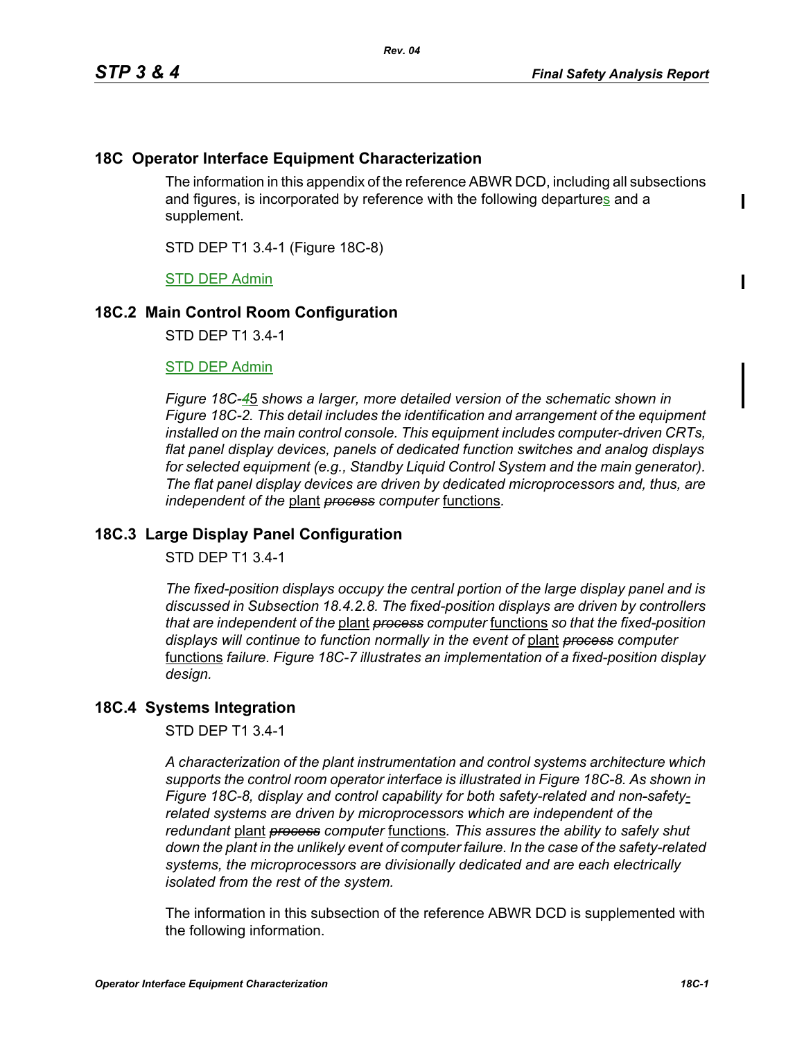## 18C Operator Interface Equipment Characterization

The information in this appendix of the reference ABWR DCD, including all subsections and figures, is incorporated by reference with the following departures and a supplement.

STD DEP T1 3.4-1 (Figure 18C-8)

STD DEP Admin

## 18C.2 Main Control Room Configuration

STD DEP T1 3.4-1

STD DEP Admin

*Figure 18C-~~4~~5 shows a larger, more detailed version of the schematic shown in Figure 18C-2. This detail includes the identification and arrangement of the equipment installed on the main control console. This equipment includes computer-driven CRTs, flat panel display devices, panels of dedicated function switches and analog displays for selected equipment (e.g., Standby Liquid Control System and the main generator). The flat panel display devices are driven by dedicated microprocessors and, thus, are independent of the* plant ~~*process*~~ *computer* functions*.*

## 18C.3 Large Display Panel Configuration

STD DEP T1 3.4-1

*The fixed-position displays occupy the central portion of the large display panel and is discussed in Subsection 18.4.2.8. The fixed-position displays are driven by controllers that are independent of the* plant ~~*process*~~ *computer* functions *so that the fixed-position displays will continue to function normally in the event of* plant ~~*process*~~ *computer* functions *failure. Figure 18C-7 illustrates an implementation of a fixed-position display design.*

## 18C.4 Systems Integration

STD DEP T1 3.4-1

*A characterization of the plant instrumentation and control systems architecture which supports the control room operator interface is illustrated in Figure 18C-8. As shown in Figure 18C-8, display and control capability for both safety-related and non-safety-related systems are driven by microprocessors which are independent of the redundant* plant ~~*process*~~ *computer* functions*. This assures the ability to safely shut down the plant in the unlikely event of computer failure. In the case of the safety-related systems, the microprocessors are divisionally dedicated and are each electrically isolated from the rest of the system.*

The information in this subsection of the reference ABWR DCD is supplemented with the following information.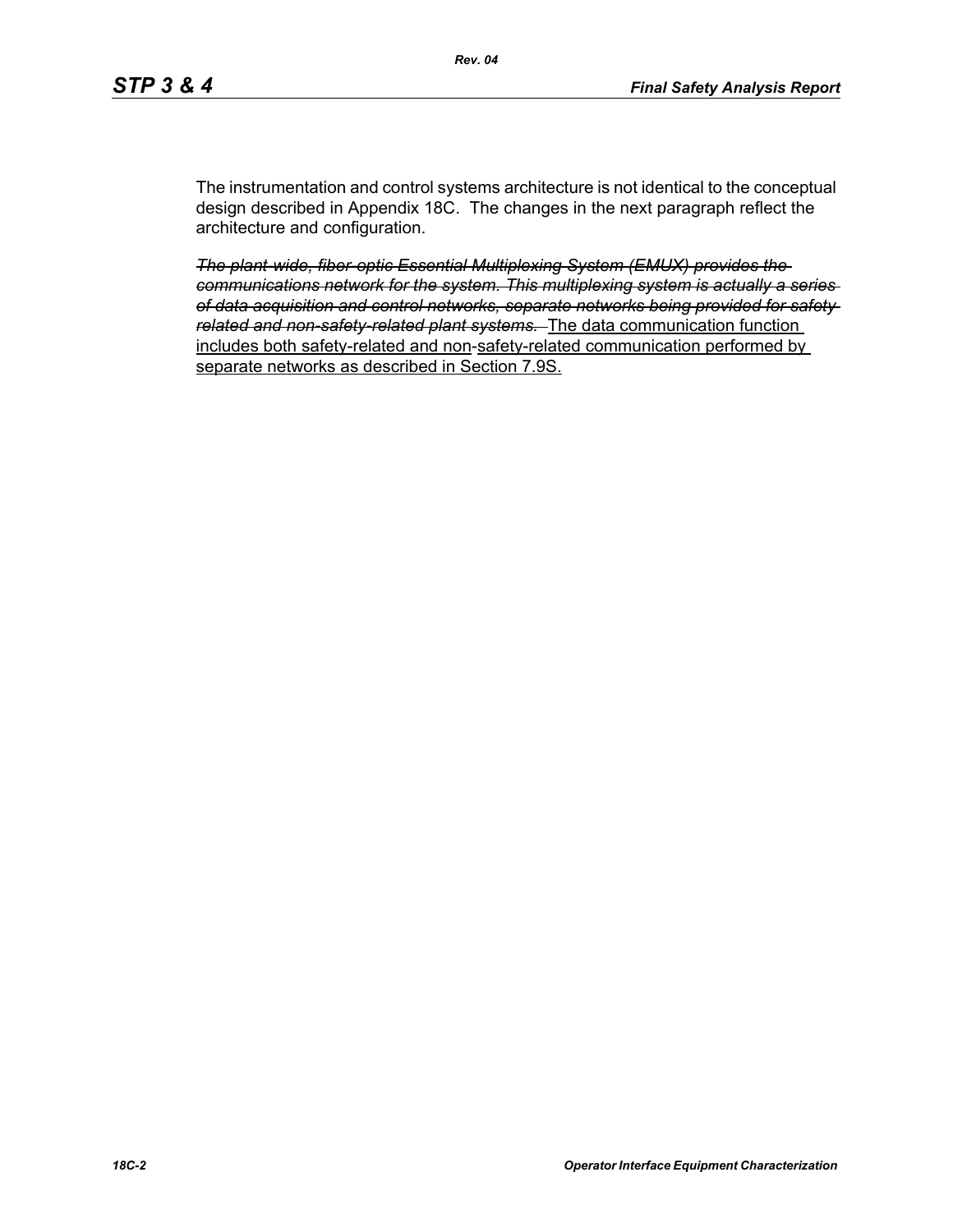The instrumentation and control systems architecture is not identical to the conceptual design described in Appendix 18C. The changes in the next paragraph reflect the architecture and configuration.

~~*The plant-wide, fiber-optic Essential Multiplexing System (EMUX) provides the communications network for the system. This multiplexing system is actually a series of data acquisition and control networks, separate networks being provided for safety-related and non-safety-related plant systems.*~~ <u>The data communication function includes both safety-related and non-safety-related communication performed by separate networks as described in Section 7.9S.</u>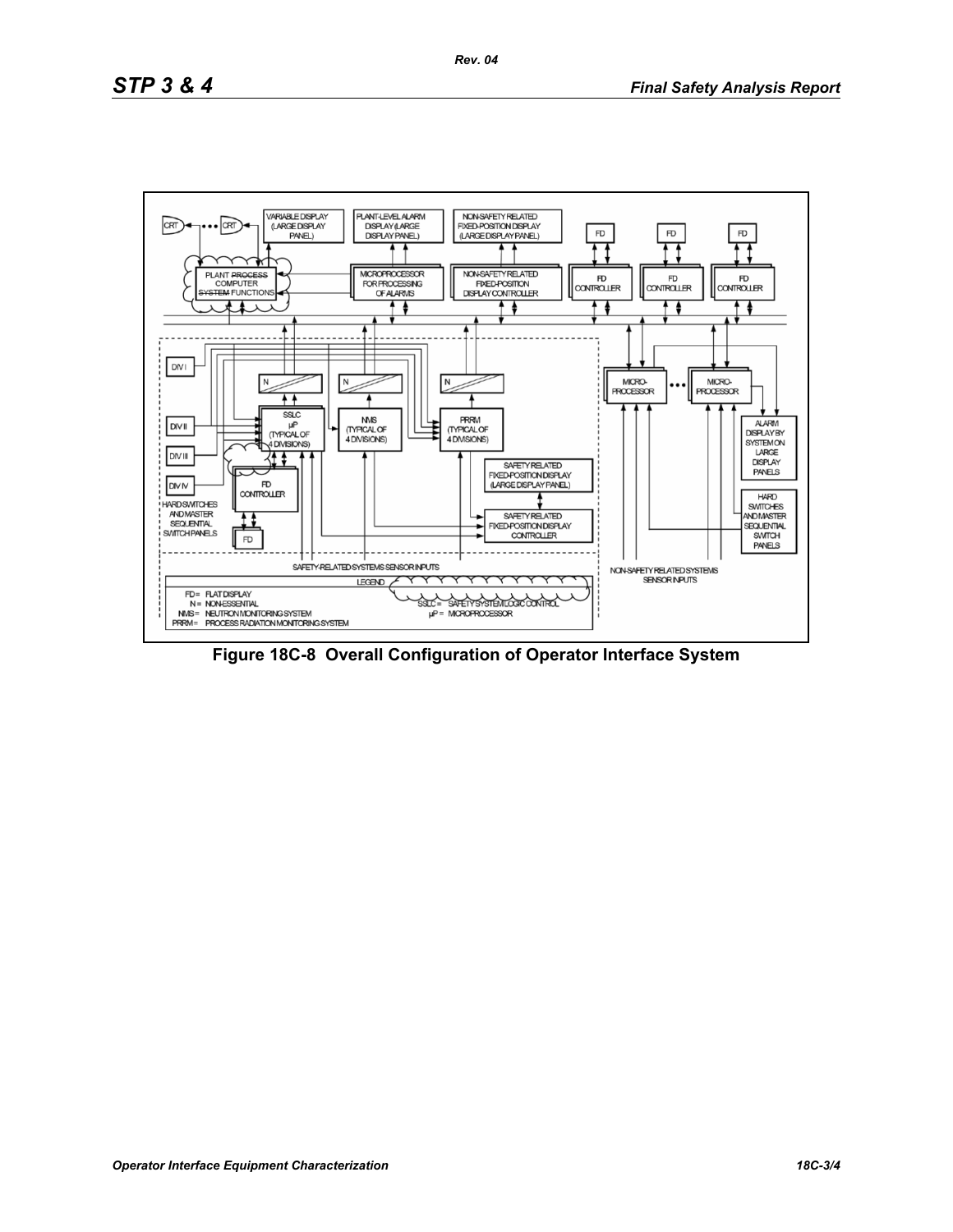CRT
CRT
VARIABLE DISPLAY (LARGE DISPLAY PANEL)
PLANT-LEVEL ALARM DISPLAY (LARGE DISPLAY PANEL)
NON-SAFETY RELATED FIXED-POSITION DISPLAY (LARGE DISPLAY PANEL)
FD
FD
FD
PLANT PROCESS COMPUTER SYSTEM FUNCTIONS
MICROPROCESSOR FOR PROCESSING OF ALARMS
NON-SAFETY RELATED FIXED-POSITION DISPLAY CONTROLLER
FD CONTROLLER
FD CONTROLLER
FD CONTROLLER
DIV I
N
N
N
MICRO-PROCESSOR
MICRO-PROCESSOR
SSLC μP (TYPICAL OF 4 DIVISIONS)
NMS (TYPICAL OF 4 DIVISIONS)
PRRM (TYPICAL OF 4 DIVISIONS)
ALARM DISPLAY BY SYSTEM ON LARGE DISPLAY PANELS
DIV II
DIV III
DIV IV
FD CONTROLLER
SAFETY RELATED FIXED-POSITION DISPLAY (LARGE DISPLAY PANEL)
HARD SWITCHES AND MASTER SEQUENTIAL SWITCH PANELS
HARD SWITCHES AND MASTER SEQUENTIAL SWITCH PANELS
FD
SAFETY RELATED FIXED-POSITION DISPLAY CONTROLLER
SAFETY-RELATED SYSTEMS SENSOR INPUTS
NON-SAFETY RELATED SYSTEMS SENSOR INPUTS
LEGEND
FD = FLAT DISPLAY
N = NON-ESSENTIAL
NMS = NEUTRON MONITORING SYSTEM
PRRM = PROCESS RADIATION MONITORING SYSTEM
SSLC = SAFETY SYSTEM LOGIC CONTROL
μP = MICROPROCESSOR

**Figure 18C-8 Overall Configuration of Operator Interface System**